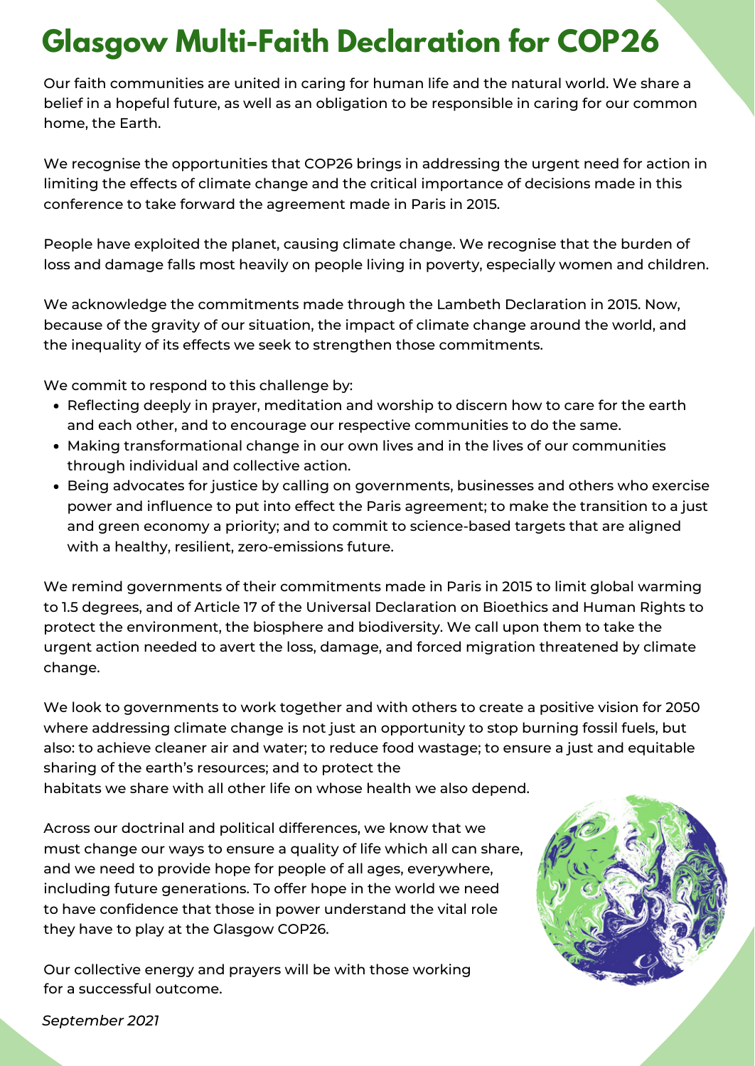# Glasgow Multi-Faith Declaration for COP26

Our faith communities are united in caring for human life and the natural world. We share a belief in a hopeful future, as well as an obligation to be responsible in caring for our common home, the Earth.

We recognise the opportunities that COP26 brings in addressing the urgent need for action in limiting the effects of climate change and the critical importance of decisions made in this conference to take forward the agreement made in Paris in 2015.

People have exploited the planet, causing climate change. We recognise that the burden of loss and damage falls most heavily on people living in poverty, especially women and children.

We acknowledge the commitments made through the Lambeth Declaration in 2015. Now, because of the gravity of our situation, the impact of climate change around the world, and the inequality of its effects we seek to strengthen those commitments.

We commit to respond to this challenge by:

- Reflecting deeply in prayer, meditation and worship to discern how to care for the earth and each other, and to encourage our respective communities to do the same.
- Making transformational change in our own lives and in the lives of our communities through individual and collective action.
- Being advocates for justice by calling on governments, businesses and others who exercise power and influence to put into effect the Paris agreement; to make the transition to a just and green economy a priority; and to commit to science-based targets that are aligned with a healthy, resilient, zero-emissions future.

We remind governments of their commitments made in Paris in 2015 to limit global warming to 1.5 degrees, and of Article 17 of the Universal Declaration on Bioethics and Human Rights to protect the environment, the biosphere and biodiversity. We call upon them to take the urgent action needed to avert the loss, damage, and forced migration threatened by climate change.

We look to governments to work together and with others to create a positive vision for 2050 where addressing climate change is not just an opportunity to stop burning fossil fuels, but also: to achieve cleaner air and water; to reduce food wastage; to ensure a just and equitable sharing of the earth's resources; and to protect the habitats we share with all other life on whose health we also depend.

Across our doctrinal and political differences, we know that we must change our ways to ensure a quality of life which all can share, and we need to provide hope for people of all ages, everywhere, including future generations. To offer hope in the world we need to have confidence that those in power understand the vital role they have to play at the Glasgow COP26.

Our collective energy and prayers will be with those working for a successful outcome.

*September 2021*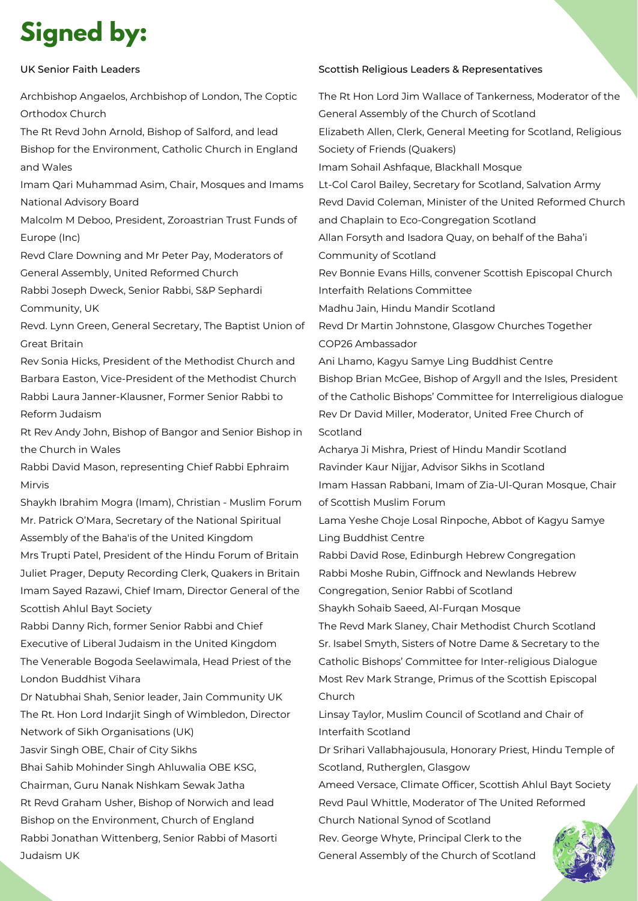# Signed by:

### UK Senior Faith Leaders

Archbishop Angaelos, Archbishop of London, The Coptic Orthodox Church

The Rt Revd John Arnold, Bishop of Salford, and lead Bishop for the Environment, Catholic Church in England and Wales

Imam Qari Muhammad Asim, Chair, Mosques and Imams National Advisory Board

Malcolm M Deboo, President, Zoroastrian Trust Funds of Europe (Inc)

Revd Clare Downing and Mr Peter Pay, Moderators of General Assembly, United Reformed Church

Rabbi Joseph Dweck, Senior Rabbi, S&P Sephardi Community, UK

Revd. Lynn Green, General Secretary, The Baptist Union of Great Britain

Rev Sonia Hicks, President of the Methodist Church and Barbara Easton, Vice-President of the Methodist Church

Rabbi Laura Janner-Klausner, Former Senior Rabbi to Reform Judaism

Rt Rev Andy John, Bishop of Bangor and Senior Bishop in the Church in Wales

Rabbi David Mason, representing Chief Rabbi Ephraim Mirvis

Shaykh Ibrahim Mogra (Imam), Christian - Muslim Forum

Mr. Patrick O'Mara, Secretary of the National Spiritual Assembly of the Baha'is of the United Kingdom

Mrs Trupti Patel, President of the Hindu Forum of Britain

Juliet Prager, Deputy Recording Clerk, Quakers in Britain

Imam Sayed Razawi, Chief Imam, Director General of the Scottish Ahlul Bayt Society

Rabbi Danny Rich, former Senior Rabbi and Chief Executive of Liberal Judaism in the United Kingdom

The Venerable Bogoda Seelawimala, Head Priest of the London Buddhist Vihara

Dr Natubhai Shah, Senior leader, Jain Community UK

The Rt. Hon Lord Indarjit Singh of Wimbledon, Director Network of Sikh Organisations (UK)

Jasvir Singh OBE, Chair of City Sikhs

Bhai Sahib Mohinder Singh Ahluwalia OBE KSG, Chairman, Guru Nanak Nishkam Sewak Jatha

Rt Revd Graham Usher, Bishop of Norwich and lead Bishop on the Environment, Church of England

Rabbi Jonathan Wittenberg, Senior Rabbi of Masorti Judaism UK

### Scottish Religious Leaders & Representatives

The Rt Hon Lord Jim Wallace of Tankerness, Moderator of the General Assembly of the Church of Scotland

Elizabeth Allen, Clerk, General Meeting for Scotland, Religious Society of Friends (Quakers)

Imam Sohail Ashfaque, Blackhall Mosque

Lt-Col Carol Bailey, Secretary for Scotland, Salvation Army

Revd David Coleman, Minister of the United Reformed Church and Chaplain to Eco-Congregation Scotland

Allan Forsyth and Isadora Quay, on behalf of the Baha'i Community of Scotland

Rev Bonnie Evans Hills, convener Scottish Episcopal Church Interfaith Relations Committee

Madhu Jain, Hindu Mandir Scotland

Revd Dr Martin Johnstone, Glasgow Churches Together COP26 Ambassador

Ani Lhamo, Kagyu Samye Ling Buddhist Centre

Bishop Brian McGee, Bishop of Argyll and the Isles, President of the Catholic Bishops' Committee for Interreligious dialogue

Rev Dr David Miller, Moderator, United Free Church of Scotland

Acharya Ji Mishra, Priest of Hindu Mandir Scotland

Ravinder Kaur Nijjar, Advisor Sikhs in Scotland

Imam Hassan Rabbani, Imam of Zia-Ul-Quran Mosque, Chair of Scottish Muslim Forum

Lama Yeshe Choje Losal Rinpoche, Abbot of Kagyu Samye Ling Buddhist Centre

Rabbi David Rose, Edinburgh Hebrew Congregation

Rabbi Moshe Rubin, Giffnock and Newlands Hebrew Congregation, Senior Rabbi of Scotland

Shaykh Sohaib Saeed, Al-Furqan Mosque

The Revd Mark Slaney, Chair Methodist Church Scotland

Sr. Isabel Smyth, Sisters of Notre Dame & Secretary to the Catholic Bishops' Committee for Inter-religious Dialogue

Most Rev Mark Strange, Primus of the Scottish Episcopal Church

Linsay Taylor, Muslim Council of Scotland and Chair of Interfaith Scotland

Dr Srihari Vallabhajousula, Honorary Priest, Hindu Temple of Scotland, Rutherglen, Glasgow

Ameed Versace, Climate Officer, Scottish Ahlul Bayt Society

Revd Paul Whittle, Moderator of The United Reformed Church National Synod of Scotland

Rev. George Whyte, Principal Clerk to the General Assembly of the Church of Scotland